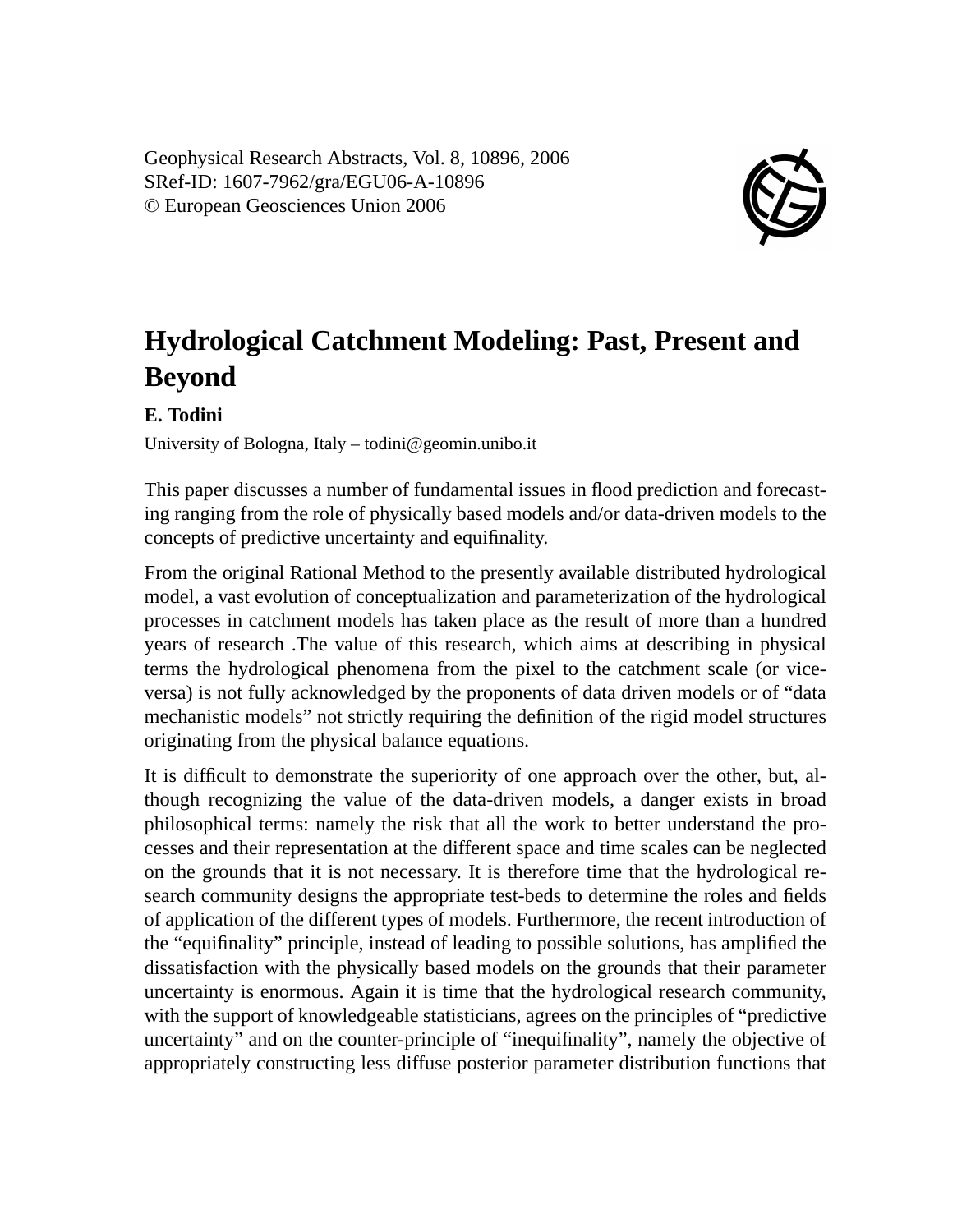Geophysical Research Abstracts, Vol. 8, 10896, 2006
SRef-ID: 1607-7962/gra/EGU06-A-10896
© European Geosciences Union 2006

# Hydrological Catchment Modeling: Past, Present and Beyond

**E. Todini**

University of Bologna, Italy – todini@geomin.unibo.it

This paper discusses a number of fundamental issues in flood prediction and forecasting ranging from the role of physically based models and/or data-driven models to the concepts of predictive uncertainty and equifinality.

From the original Rational Method to the presently available distributed hydrological model, a vast evolution of conceptualization and parameterization of the hydrological processes in catchment models has taken place as the result of more than a hundred years of research .The value of this research, which aims at describing in physical terms the hydrological phenomena from the pixel to the catchment scale (or vice-versa) is not fully acknowledged by the proponents of data driven models or of "data mechanistic models" not strictly requiring the definition of the rigid model structures originating from the physical balance equations.

It is difficult to demonstrate the superiority of one approach over the other, but, although recognizing the value of the data-driven models, a danger exists in broad philosophical terms: namely the risk that all the work to better understand the processes and their representation at the different space and time scales can be neglected on the grounds that it is not necessary. It is therefore time that the hydrological research community designs the appropriate test-beds to determine the roles and fields of application of the different types of models. Furthermore, the recent introduction of the "equifinality" principle, instead of leading to possible solutions, has amplified the dissatisfaction with the physically based models on the grounds that their parameter uncertainty is enormous. Again it is time that the hydrological research community, with the support of knowledgeable statisticians, agrees on the principles of "predictive uncertainty" and on the counter-principle of "inequifinality", namely the objective of appropriately constructing less diffuse posterior parameter distribution functions that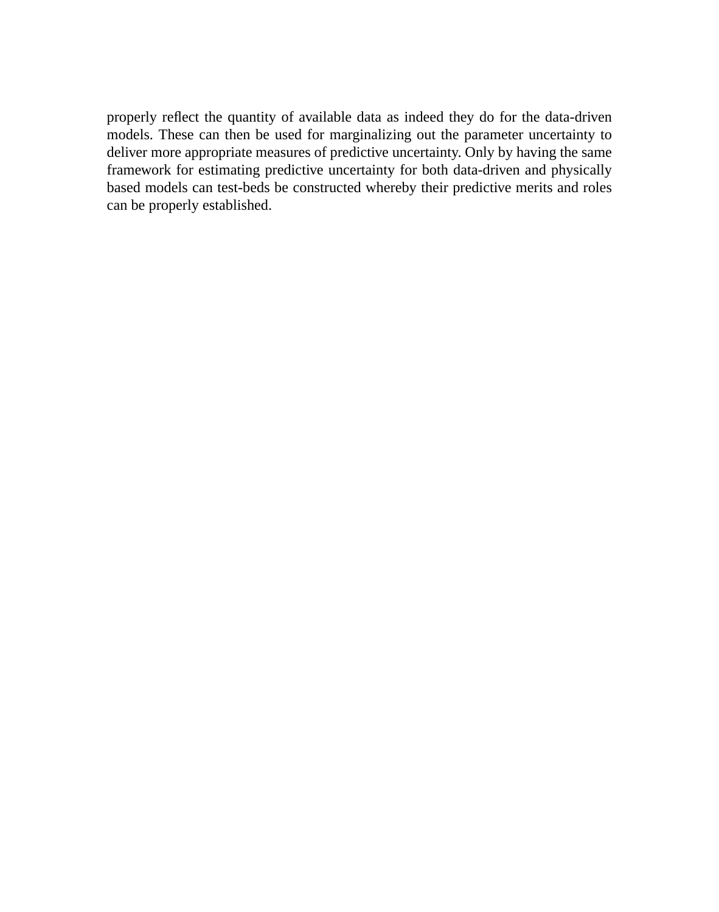properly reflect the quantity of available data as indeed they do for the data-driven models. These can then be used for marginalizing out the parameter uncertainty to deliver more appropriate measures of predictive uncertainty. Only by having the same framework for estimating predictive uncertainty for both data-driven and physically based models can test-beds be constructed whereby their predictive merits and roles can be properly established.